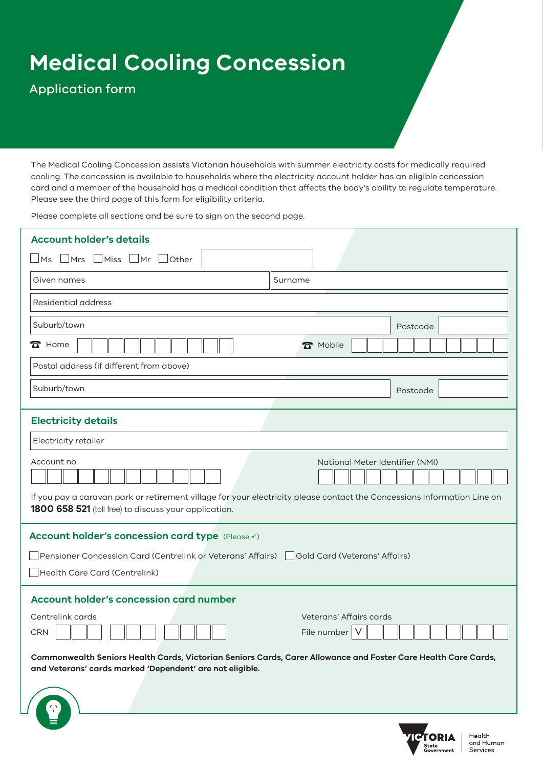# Medical Cooling Concession

Application form

The Medical Cooling Concession assists Victorian households with summer electricity costs for medically required cooling. The concession is available to households where the electricity account holder has an eligible concession card and a member of the household has a medical condition that affects the body's ability to regulate temperature. Please see the third page of this form for eligibility criteria.

Please complete all sections and be sure to sign on the second page.

## Account holder's details

☐ Ms ☐ Mrs ☐ Miss ☐ Mr ☐ Other

Given names

Surname

Residential address

Suburb/town

Postcode

Home

Mobile

Postal address (if different from above)

Suburb/town

Postcode

## Electricity details

Electricity retailer

Account no.

National Meter Identifier (NMI)

If you pay a caravan park or retirement village for your electricity please contact the Concessions Information Line on **1800 658 521** (toll free) to discuss your application.

## Account holder's concession card type (Please ✓)

☐ Pensioner Concession Card (Centrelink or Veterans' Affairs) ☐ Gold Card (Veterans' Affairs)

☐ Health Care Card (Centrelink)

## Account holder's concession card number

Centrelink cards

CRN

Veterans' Affairs cards

File number V

**Commonwealth Seniors Health Cards, Victorian Seniors Cards, Carer Allowance and Foster Care Health Care Cards, and Veterans' cards marked 'Dependent' are not eligible.**

Victoria State Government Health and Human Services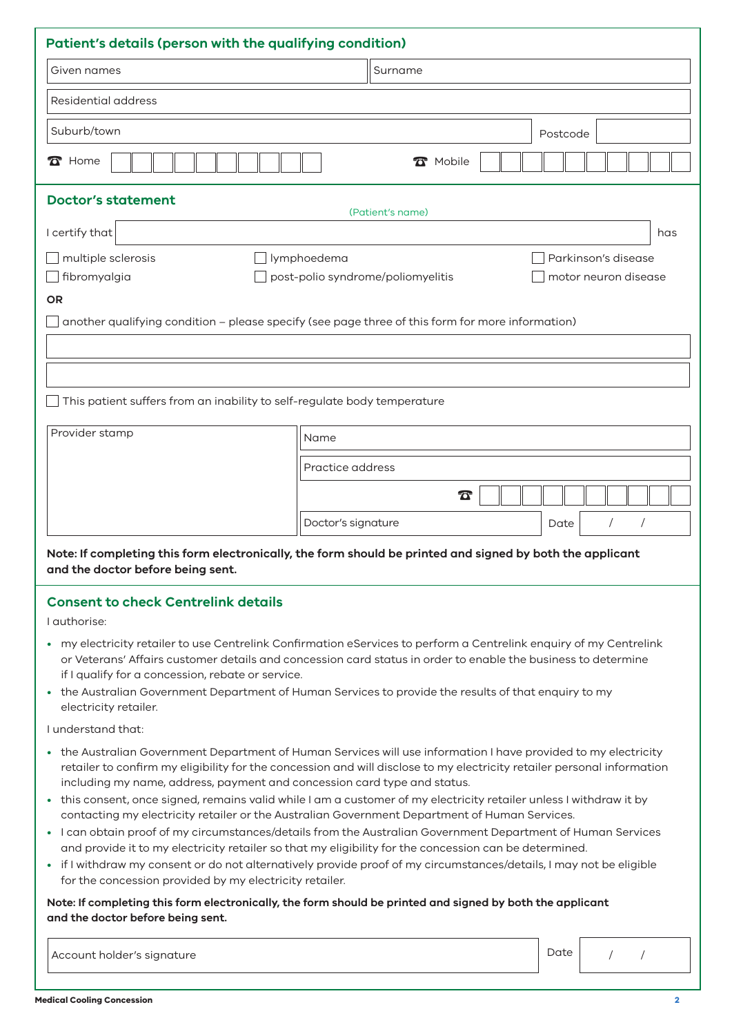## Patient's details (person with the qualifying condition)

Given names

Surname

Residential address

Suburb/town

Postcode

☎ Home

☎ Mobile

## Doctor's statement

I certify that (Patient's name) has

- ☐ multiple sclerosis
- ☐ lymphoedema
- ☐ Parkinson's disease
- ☐ fibromyalgia
- ☐ post-polio syndrome/poliomyelitis
- ☐ motor neuron disease

**OR**

☐ another qualifying condition – please specify (see page three of this form for more information)

☐ This patient suffers from an inability to self-regulate body temperature

Provider stamp

Name

Practice address

☎

Doctor's signature

Date / /

**Note: If completing this form electronically, the form should be printed and signed by both the applicant and the doctor before being sent.**

## Consent to check Centrelink details

I authorise:

- my electricity retailer to use Centrelink Confirmation eServices to perform a Centrelink enquiry of my Centrelink or Veterans' Affairs customer details and concession card status in order to enable the business to determine if I qualify for a concession, rebate or service.
- the Australian Government Department of Human Services to provide the results of that enquiry to my electricity retailer.

I understand that:

- the Australian Government Department of Human Services will use information I have provided to my electricity retailer to confirm my eligibility for the concession and will disclose to my electricity retailer personal information including my name, address, payment and concession card type and status.
- this consent, once signed, remains valid while I am a customer of my electricity retailer unless I withdraw it by contacting my electricity retailer or the Australian Government Department of Human Services.
- I can obtain proof of my circumstances/details from the Australian Government Department of Human Services and provide it to my electricity retailer so that my eligibility for the concession can be determined.
- if I withdraw my consent or do not alternatively provide proof of my circumstances/details, I may not be eligible for the concession provided by my electricity retailer.

**Note: If completing this form electronically, the form should be printed and signed by both the applicant and the doctor before being sent.**

Account holder's signature

Date / /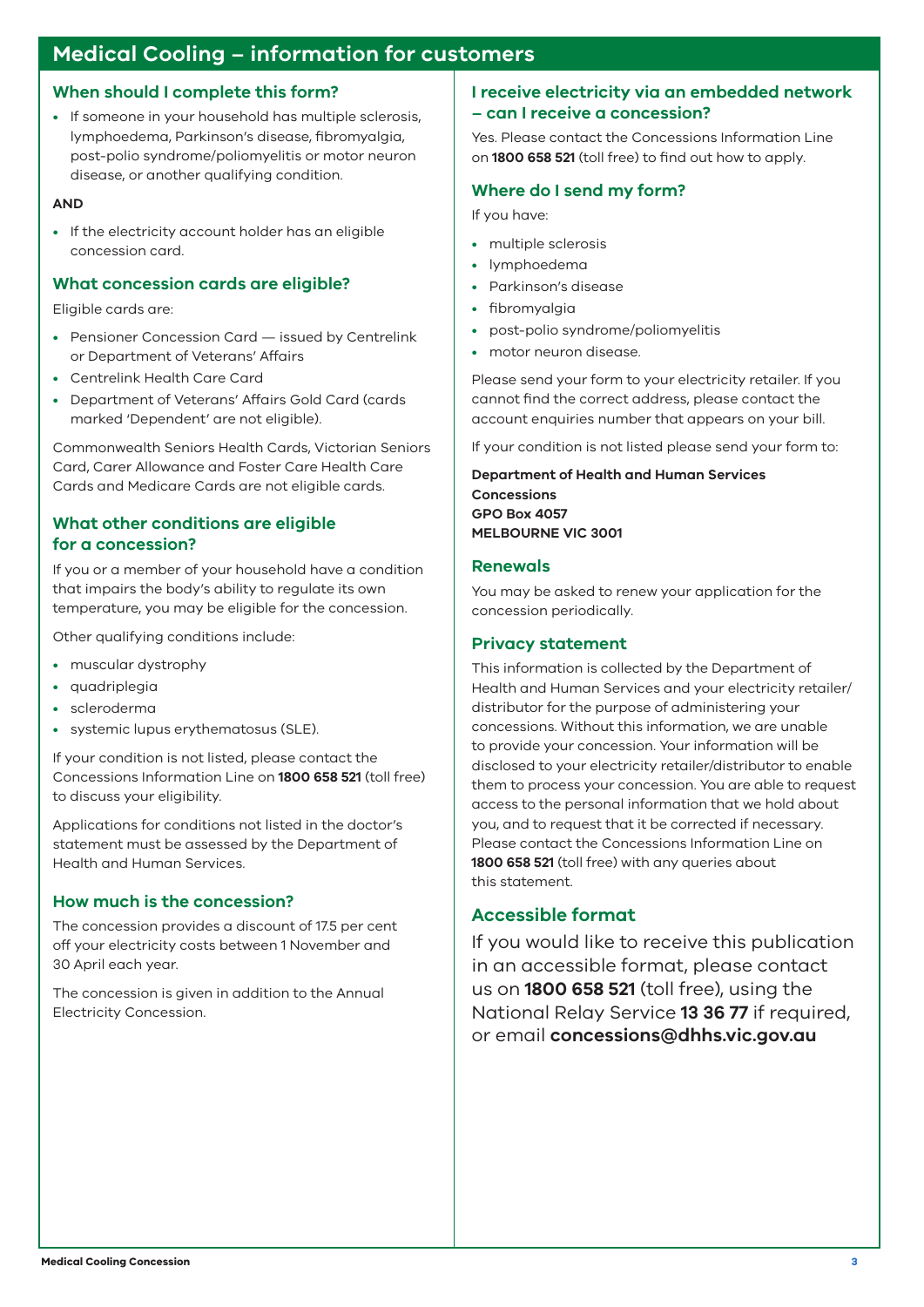# Medical Cooling – information for customers

## When should I complete this form?

- If someone in your household has multiple sclerosis, lymphoedema, Parkinson's disease, fibromyalgia, post-polio syndrome/poliomyelitis or motor neuron disease, or another qualifying condition.

**AND**

- If the electricity account holder has an eligible concession card.

## What concession cards are eligible?

Eligible cards are:

- Pensioner Concession Card — issued by Centrelink or Department of Veterans' Affairs
- Centrelink Health Care Card
- Department of Veterans' Affairs Gold Card (cards marked 'Dependent' are not eligible).

Commonwealth Seniors Health Cards, Victorian Seniors Card, Carer Allowance and Foster Care Health Care Cards and Medicare Cards are not eligible cards.

## What other conditions are eligible for a concession?

If you or a member of your household have a condition that impairs the body's ability to regulate its own temperature, you may be eligible for the concession.

Other qualifying conditions include:

- muscular dystrophy
- quadriplegia
- scleroderma
- systemic lupus erythematosus (SLE).

If your condition is not listed, please contact the Concessions Information Line on **1800 658 521** (toll free) to discuss your eligibility.

Applications for conditions not listed in the doctor's statement must be assessed by the Department of Health and Human Services.

## How much is the concession?

The concession provides a discount of 17.5 per cent off your electricity costs between 1 November and 30 April each year.

The concession is given in addition to the Annual Electricity Concession.

## I receive electricity via an embedded network – can I receive a concession?

Yes. Please contact the Concessions Information Line on **1800 658 521** (toll free) to find out how to apply.

## Where do I send my form?

If you have:

- multiple sclerosis
- lymphoedema
- Parkinson's disease
- fibromyalgia
- post-polio syndrome/poliomyelitis
- motor neuron disease.

Please send your form to your electricity retailer. If you cannot find the correct address, please contact the account enquiries number that appears on your bill.

If your condition is not listed please send your form to:

**Department of Health and Human Services**
**Concessions**
**GPO Box 4057**
**MELBOURNE VIC 3001**

## Renewals

You may be asked to renew your application for the concession periodically.

## Privacy statement

This information is collected by the Department of Health and Human Services and your electricity retailer/distributor for the purpose of administering your concessions. Without this information, we are unable to provide your concession. Your information will be disclosed to your electricity retailer/distributor to enable them to process your concession. You are able to request access to the personal information that we hold about you, and to request that it be corrected if necessary. Please contact the Concessions Information Line on **1800 658 521** (toll free) with any queries about this statement.

## Accessible format

If you would like to receive this publication in an accessible format, please contact us on **1800 658 521** (toll free), using the National Relay Service **13 36 77** if required, or email **concessions@dhhs.vic.gov.au**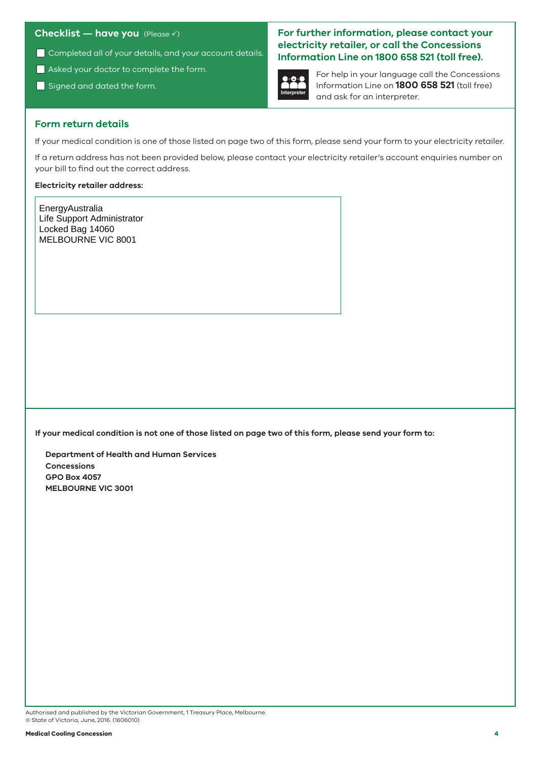## Checklist — have you (Please ✓)

- ☐ Completed all of your details, and your account details.
- ☐ Asked your doctor to complete the form.
- ☐ Signed and dated the form.

**For further information, please contact your electricity retailer, or call the Concessions Information Line on 1800 658 521 (toll free).**

Interpreter

For help in your language call the Concessions Information Line on **1800 658 521** (toll free) and ask for an interpreter.

## Form return details

If your medical condition is one of those listed on page two of this form, please send your form to your electricity retailer.

If a return address has not been provided below, please contact your electricity retailer's account enquiries number on your bill to find out the correct address.

**Electricity retailer address:**

EnergyAustralia
Life Support Administrator
Locked Bag 14060
MELBOURNE VIC 8001

**If your medical condition is not one of those listed on page two of this form, please send your form to:**

**Department of Health and Human Services**
**Concessions**
**GPO Box 4057**
**MELBOURNE VIC 3001**

Authorised and published by the Victorian Government, 1 Treasury Place, Melbourne.
© State of Victoria, June, 2016. (1606010)

**Medical Cooling Concession**